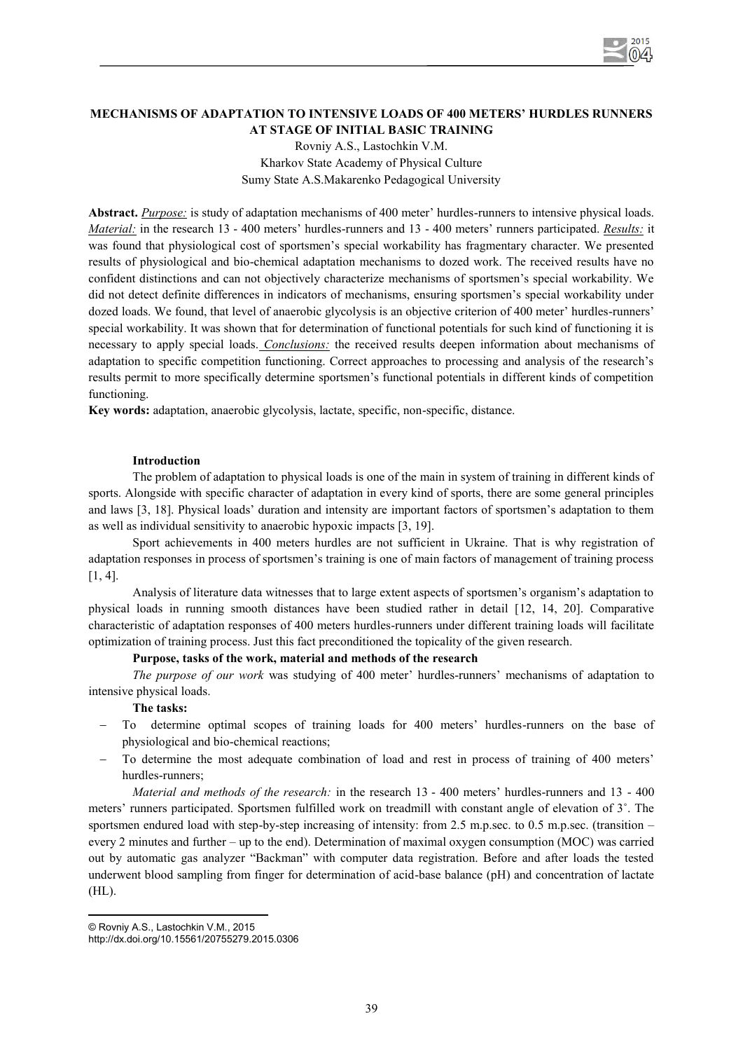# MECHANISMS OF ADAPTATION TO INTENSIVE LOADS OF 400 METERS' HURDLES RUNNERS AT STAGE OF INITIAL BASIC TRAINING

Rovniy A.S., Lastochkin V.M.
Kharkov State Academy of Physical Culture
Sumy State A.S.Makarenko Pedagogical University

**Abstract.** *Purpose:* is study of adaptation mechanisms of 400 meter' hurdles-runners to intensive physical loads. *Material:* in the research 13 - 400 meters' hurdles-runners and 13 - 400 meters' runners participated. *Results:* it was found that physiological cost of sportsmen's special workability has fragmentary character. We presented results of physiological and bio-chemical adaptation mechanisms to dozed work. The received results have no confident distinctions and can not objectively characterize mechanisms of sportsmen's special workability. We did not detect definite differences in indicators of mechanisms, ensuring sportsmen's special workability under dozed loads. We found, that level of anaerobic glycolysis is an objective criterion of 400 meter' hurdles-runners' special workability. It was shown that for determination of functional potentials for such kind of functioning it is necessary to apply special loads. *Conclusions:* the received results deepen information about mechanisms of adaptation to specific competition functioning. Correct approaches to processing and analysis of the research's results permit to more specifically determine sportsmen's functional potentials in different kinds of competition functioning.

**Key words:** adaptation, anaerobic glycolysis, lactate, specific, non-specific, distance.

## Introduction

The problem of adaptation to physical loads is one of the main in system of training in different kinds of sports. Alongside with specific character of adaptation in every kind of sports, there are some general principles and laws [3, 18]. Physical loads' duration and intensity are important factors of sportsmen's adaptation to them as well as individual sensitivity to anaerobic hypoxic impacts [3, 19].

Sport achievements in 400 meters hurdles are not sufficient in Ukraine. That is why registration of adaptation responses in process of sportsmen's training is one of main factors of management of training process [1, 4].

Analysis of literature data witnesses that to large extent aspects of sportsmen's organism's adaptation to physical loads in running smooth distances have been studied rather in detail [12, 14, 20]. Comparative characteristic of adaptation responses of 400 meters hurdles-runners under different training loads will facilitate optimization of training process. Just this fact preconditioned the topicality of the given research.

## Purpose, tasks of the work, material and methods of the research

*The purpose of our work* was studying of 400 meter' hurdles-runners' mechanisms of adaptation to intensive physical loads.

**The tasks:**

- To determine optimal scopes of training loads for 400 meters' hurdles-runners on the base of physiological and bio-chemical reactions;
- To determine the most adequate combination of load and rest in process of training of 400 meters' hurdles-runners;

*Material and methods of the research:* in the research 13 - 400 meters' hurdles-runners and 13 - 400 meters' runners participated. Sportsmen fulfilled work on treadmill with constant angle of elevation of 3˚. The sportsmen endured load with step-by-step increasing of intensity: from 2.5 m.p.sec. to 0.5 m.p.sec. (transition – every 2 minutes and further – up to the end). Determination of maximal oxygen consumption (MOC) was carried out by automatic gas analyzer "Backman" with computer data registration. Before and after loads the tested underwent blood sampling from finger for determination of acid-base balance (pH) and concentration of lactate (HL).

© Rovniy A.S., Lastochkin V.M., 2015
http://dx.doi.org/10.15561/20755279.2015.0306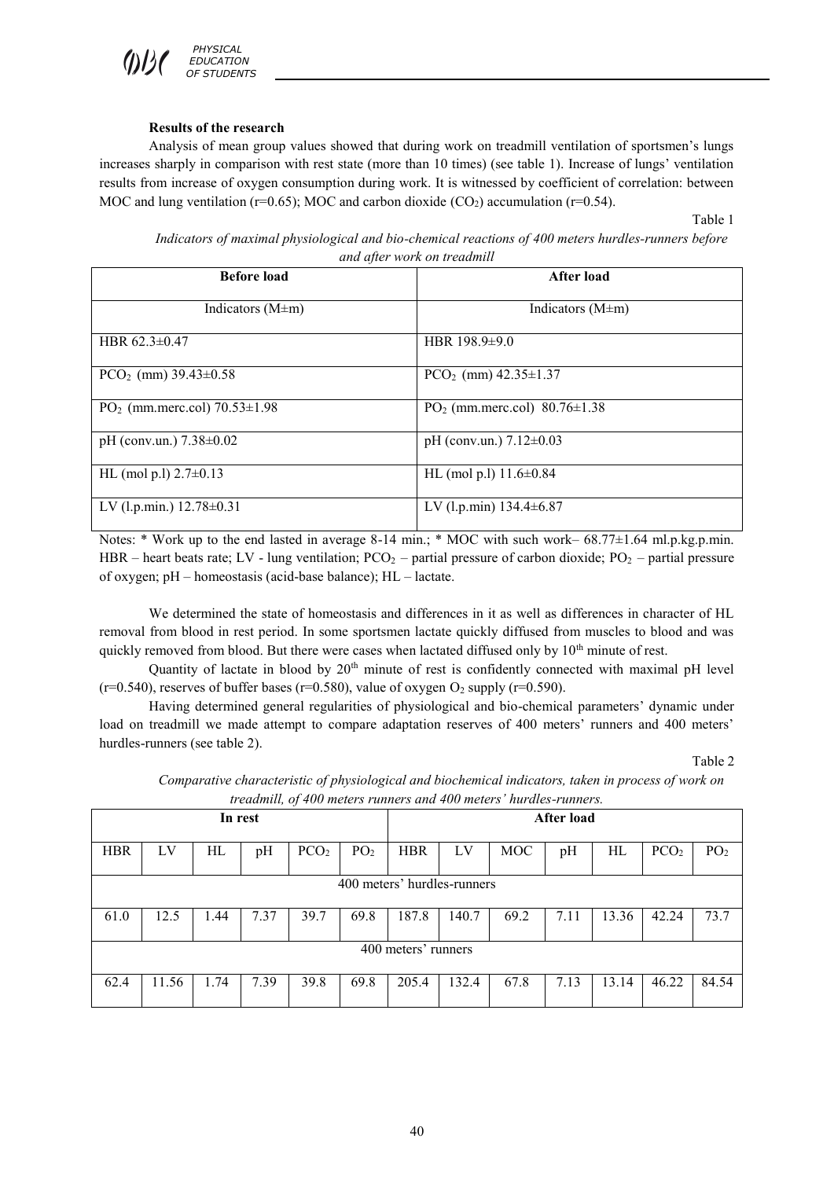**Results of the research**

Analysis of mean group values showed that during work on treadmill ventilation of sportsmen's lungs increases sharply in comparison with rest state (more than 10 times) (see table 1). Increase of lungs' ventilation results from increase of oxygen consumption during work. It is witnessed by coefficient of correlation: between MOC and lung ventilation (r=0.65); MOC and carbon dioxide ($CO_2$) accumulation (r=0.54).

Table 1

*Indicators of maximal physiological and bio-chemical reactions of 400 meters hurdles-runners before and after work on treadmill*

| Before load | After load |
|---|---|
| Indicators (M±m) | Indicators (M±m) |
| HBR 62.3±0.47 | HBR 198.9±9.0 |
| $PCO_2$ (mm) 39.43±0.58 | $PCO_2$ (mm) 42.35±1.37 |
| $PO_2$ (mm.merc.col) 70.53±1.98 | $PO_2$ (mm.merc.col) 80.76±1.38 |
| pH (conv.un.) 7.38±0.02 | pH (conv.un.) 7.12±0.03 |
| HL (mol p.l) 2.7±0.13 | HL (mol p.l) 11.6±0.84 |
| LV (l.p.min.) 12.78±0.31 | LV (l.p.min) 134.4±6.87 |

Notes: * Work up to the end lasted in average 8-14 min.; * MOC with such work– 68.77±1.64 ml.p.kg.p.min. HBR – heart beats rate; LV - lung ventilation; $PCO_2$ – partial pressure of carbon dioxide; $PO_2$ – partial pressure of oxygen; pH – homeostasis (acid-base balance); HL – lactate.

We determined the state of homeostasis and differences in it as well as differences in character of HL removal from blood in rest period. In some sportsmen lactate quickly diffused from muscles to blood and was quickly removed from blood. But there were cases when lactated diffused only by 10[th] minute of rest.

Quantity of lactate in blood by 20[th] minute of rest is confidently connected with maximal pH level (r=0.540), reserves of buffer bases (r=0.580), value of oxygen $O_2$ supply (r=0.590).

Having determined general regularities of physiological and bio-chemical parameters' dynamic under load on treadmill we made attempt to compare adaptation reserves of 400 meters' runners and 400 meters' hurdles-runners (see table 2).

Table 2

*Comparative characteristic of physiological and biochemical indicators, taken in process of work on treadmill, of 400 meters runners and 400 meters' hurdles-runners.*

| In rest | | | | | | After load | | | | | | |
|---|---|---|---|---|---|---|---|---|---|---|---|---|
| HBR | LV | HL | pH | $PCO_2$ | $PO_2$ | HBR | LV | MOC | pH | HL | $PCO_2$ | $PO_2$ |
| 400 meters' hurdles-runners | | | | | | | | | | | | |
| 61.0 | 12.5 | 1.44 | 7.37 | 39.7 | 69.8 | 187.8 | 140.7 | 69.2 | 7.11 | 13.36 | 42.24 | 73.7 |
| 400 meters' runners | | | | | | | | | | | | |
| 62.4 | 11.56 | 1.74 | 7.39 | 39.8 | 69.8 | 205.4 | 132.4 | 67.8 | 7.13 | 13.14 | 46.22 | 84.54 |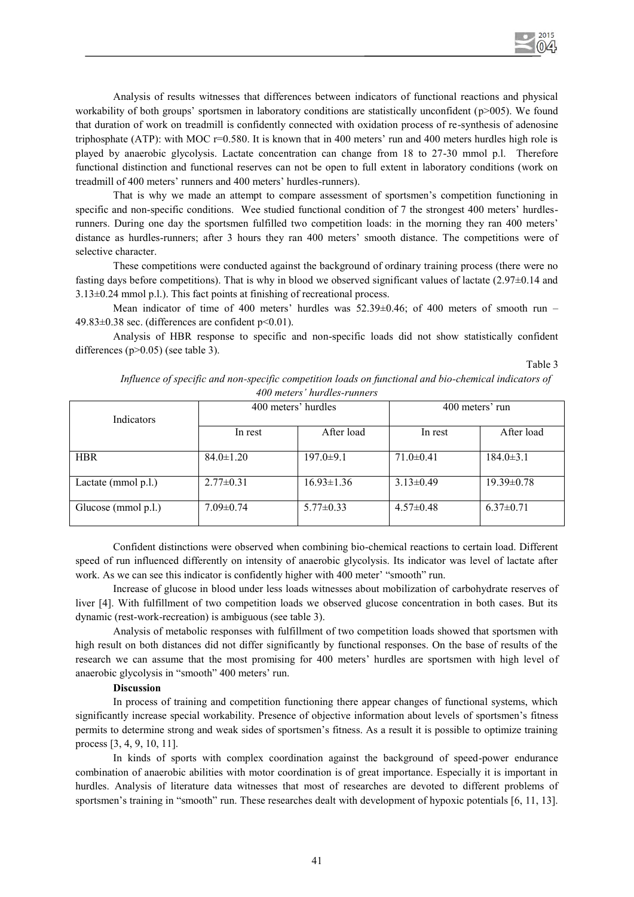Analysis of results witnesses that differences between indicators of functional reactions and physical workability of both groups' sportsmen in laboratory conditions are statistically unconfident (p>005). We found that duration of work on treadmill is confidently connected with oxidation process of re-synthesis of adenosine triphosphate (ATP): with MOC r=0.580. It is known that in 400 meters' run and 400 meters hurdles high role is played by anaerobic glycolysis. Lactate concentration can change from 18 to 27-30 mmol p.l. Therefore functional distinction and functional reserves can not be open to full extent in laboratory conditions (work on treadmill of 400 meters' runners and 400 meters' hurdles-runners).

That is why we made an attempt to compare assessment of sportsmen's competition functioning in specific and non-specific conditions. Wee studied functional condition of 7 the strongest 400 meters' hurdles-runners. During one day the sportsmen fulfilled two competition loads: in the morning they ran 400 meters' distance as hurdles-runners; after 3 hours they ran 400 meters' smooth distance. The competitions were of selective character.

These competitions were conducted against the background of ordinary training process (there were no fasting days before competitions). That is why in blood we observed significant values of lactate (2.97±0.14 and 3.13±0.24 mmol p.l.). This fact points at finishing of recreational process.

Mean indicator of time of 400 meters' hurdles was 52.39±0.46; of 400 meters of smooth run – 49.83±0.38 sec. (differences are confident $p<0.01$).

Analysis of HBR response to specific and non-specific loads did not show statistically confident differences ($p>0.05$) (see table 3).

Table 3

*Influence of specific and non-specific competition loads on functional and bio-chemical indicators of 400 meters' hurdles-runners*

| Indicators | 400 meters' hurdles | | 400 meters' run | |
|---|---|---|---|---|
| | In rest | After load | In rest | After load |
| HBR | 84.0±1.20 | 197.0±9.1 | 71.0±0.41 | 184.0±3.1 |
| Lactate (mmol p.l.) | 2.77±0.31 | 16.93±1.36 | 3.13±0.49 | 19.39±0.78 |
| Glucose (mmol p.l.) | 7.09±0.74 | 5.77±0.33 | 4.57±0.48 | 6.37±0.71 |

Confident distinctions were observed when combining bio-chemical reactions to certain load. Different speed of run influenced differently on intensity of anaerobic glycolysis. Its indicator was level of lactate after work. As we can see this indicator is confidently higher with 400 meter' "smooth" run.

Increase of glucose in blood under less loads witnesses about mobilization of carbohydrate reserves of liver [4]. With fulfillment of two competition loads we observed glucose concentration in both cases. But its dynamic (rest-work-recreation) is ambiguous (see table 3).

Analysis of metabolic responses with fulfillment of two competition loads showed that sportsmen with high result on both distances did not differ significantly by functional responses. On the base of results of the research we can assume that the most promising for 400 meters' hurdles are sportsmen with high level of anaerobic glycolysis in "smooth" 400 meters' run.

**Discussion**

In process of training and competition functioning there appear changes of functional systems, which significantly increase special workability. Presence of objective information about levels of sportsmen's fitness permits to determine strong and weak sides of sportsmen's fitness. As a result it is possible to optimize training process [3, 4, 9, 10, 11].

In kinds of sports with complex coordination against the background of speed-power endurance combination of anaerobic abilities with motor coordination is of great importance. Especially it is important in hurdles. Analysis of literature data witnesses that most of researches are devoted to different problems of sportsmen's training in "smooth" run. These researches dealt with development of hypoxic potentials [6, 11, 13].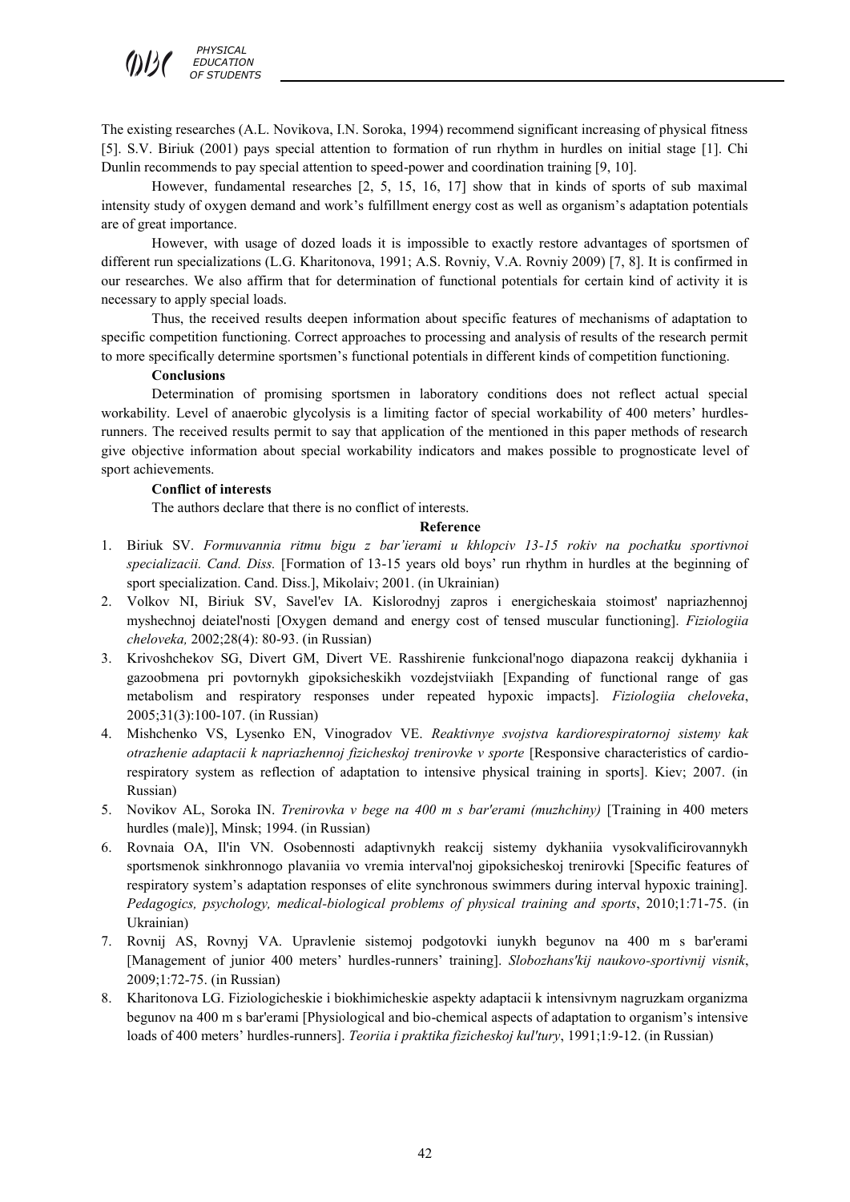The existing researches (A.L. Novikova, I.N. Soroka, 1994) recommend significant increasing of physical fitness [5]. S.V. Biriuk (2001) pays special attention to formation of run rhythm in hurdles on initial stage [1]. Chi Dunlin recommends to pay special attention to speed-power and coordination training [9, 10].

However, fundamental researches [2, 5, 15, 16, 17] show that in kinds of sports of sub maximal intensity study of oxygen demand and work's fulfillment energy cost as well as organism's adaptation potentials are of great importance.

However, with usage of dozed loads it is impossible to exactly restore advantages of sportsmen of different run specializations (L.G. Kharitonova, 1991; A.S. Rovniy, V.A. Rovniy 2009) [7, 8]. It is confirmed in our researches. We also affirm that for determination of functional potentials for certain kind of activity it is necessary to apply special loads.

Thus, the received results deepen information about specific features of mechanisms of adaptation to specific competition functioning. Correct approaches to processing and analysis of results of the research permit to more specifically determine sportsmen's functional potentials in different kinds of competition functioning.

**Conclusions**

Determination of promising sportsmen in laboratory conditions does not reflect actual special workability. Level of anaerobic glycolysis is a limiting factor of special workability of 400 meters' hurdles-runners. The received results permit to say that application of the mentioned in this paper methods of research give objective information about special workability indicators and makes possible to prognosticate level of sport achievements.

**Conflict of interests**

The authors declare that there is no conflict of interests.

**Reference**

1. Biriuk SV. *Formuvannia ritmu bigu z bar'ierami u khlopciv 13-15 rokiv na pochatku sportivnoi specializacii. Cand. Diss.* [Formation of 13-15 years old boys' run rhythm in hurdles at the beginning of sport specialization. Cand. Diss.], Mikolaiv; 2001. (in Ukrainian)
2. Volkov NI, Biriuk SV, Savel'ev IA. Kislorodnyj zapros i energicheskaia stoimost' napriazhennoj myshechnoj deiatel'nosti [Oxygen demand and energy cost of tensed muscular functioning]. *Fiziologiia cheloveka,* 2002;28(4): 80-93. (in Russian)
3. Krivoshchekov SG, Divert GM, Divert VE. Rasshirenie funkcional'nogo diapazona reakcij dykhaniia i gazoobmena pri povtornykh gipoksicheskikh vozdejstviiakh [Expanding of functional range of gas metabolism and respiratory responses under repeated hypoxic impacts]. *Fiziologiia cheloveka*, 2005;31(3):100-107. (in Russian)
4. Mishchenko VS, Lysenko EN, Vinogradov VE. *Reaktivnye svojstva kardiorespiratornoj sistemy kak otrazhenie adaptacii k napriazhennoj fizicheskoj trenirovke v sporte* [Responsive characteristics of cardio-respiratory system as reflection of adaptation to intensive physical training in sports]. Kiev; 2007. (in Russian)
5. Novikov AL, Soroka IN. *Trenirovka v bege na 400 m s bar'erami (muzhchiny)* [Training in 400 meters hurdles (male)], Minsk; 1994. (in Russian)
6. Rovnaia OA, Il'in VN. Osobennosti adaptivnykh reakcij sistemy dykhaniia vysokvalificirovannykh sportsmenok sinkhronnogo plavaniia vo vremia interval'noj gipoksicheskoj trenirovki [Specific features of respiratory system's adaptation responses of elite synchronous swimmers during interval hypoxic training]. *Pedagogics, psychology, medical-biological problems of physical training and sports*, 2010;1:71-75. (in Ukrainian)
7. Rovnij AS, Rovnyj VA. Upravlenie sistemoj podgotovki iunykh begunov na 400 m s bar'erami [Management of junior 400 meters' hurdles-runners' training]. *Slobozhans'kij naukovo-sportivnij visnik*, 2009;1:72-75. (in Russian)
8. Kharitonova LG. Fiziologicheskie i biokhimicheskie aspekty adaptacii k intensivnym nagruzkam organizma begunov na 400 m s bar'erami [Physiological and bio-chemical aspects of adaptation to organism's intensive loads of 400 meters' hurdles-runners]. *Teoriia i praktika fizicheskoj kul'tury*, 1991;1:9-12. (in Russian)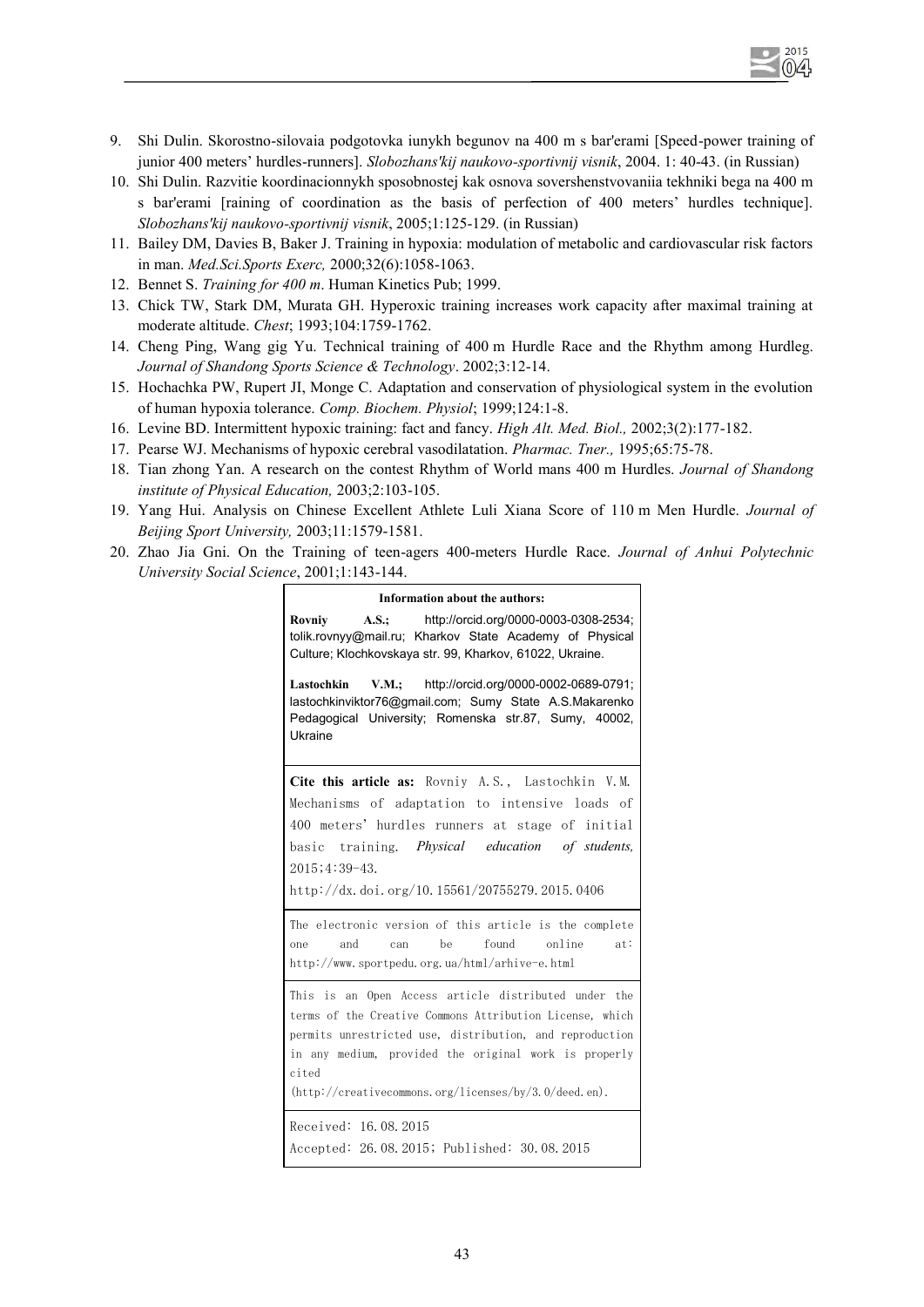9. Shi Dulin. Skorostno-silovaia podgotovka iunykh begunov na 400 m s bar'erami [Speed-power training of junior 400 meters' hurdles-runners]. *Slobozhans'kij naukovo-sportivnij visnik*, 2004. 1: 40-43. (in Russian)
10. Shi Dulin. Razvitie koordinacionnykh sposobnostej kak osnova sovershenstvovaniia tekhniki bega na 400 m s bar'erami [raining of coordination as the basis of perfection of 400 meters' hurdles technique]. *Slobozhans'kij naukovo-sportivnij visnik*, 2005;1:125-129. (in Russian)
11. Bailey DM, Davies B, Baker J. Training in hypoxia: modulation of metabolic and cardiovascular risk factors in man. *Med.Sci.Sports Exerc,* 2000;32(6):1058-1063.
12. Bennet S. *Training for 400 m*. Human Kinetics Pub; 1999.
13. Chick TW, Stark DM, Murata GH. Hyperoxic training increases work capacity after maximal training at moderate altitude. *Chest*; 1993;104:1759-1762.
14. Cheng Ping, Wang gig Yu. Technical training of 400 m Hurdle Race and the Rhythm among Hurdleg. *Journal of Shandong Sports Science & Technology*. 2002;3:12-14.
15. Hochachka PW, Rupert JI, Monge C. Adaptation and conservation of physiological system in the evolution of human hypoxia tolerance. *Comp. Biochem. Physiol*; 1999;124:1-8.
16. Levine BD. Intermittent hypoxic training: fact and fancy. *High Alt. Med. Biol.,* 2002;3(2):177-182.
17. Pearse WJ. Mechanisms of hypoxic cerebral vasodilatation. *Pharmac. Tner.,* 1995;65:75-78.
18. Tian zhong Yan. A research on the contest Rhythm of World mans 400 m Hurdles. *Journal of Shandong institute of Physical Education,* 2003;2:103-105.
19. Yang Hui. Analysis on Chinese Excellent Athlete Luli Xiana Score of 110 m Men Hurdle. *Journal of Beijing Sport University,* 2003;11:1579-1581.
20. Zhao Jia Gni. On the Training of teen-agers 400-meters Hurdle Race. *Journal of Anhui Polytechnic University Social Science*, 2001;1:143-144.

**Information about the authors:**

**Rovniy A.S.;** http://orcid.org/0000-0003-0308-2534; tolik.rovnyy@mail.ru; Kharkov State Academy of Physical Culture; Klochkovskaya str. 99, Kharkov, 61022, Ukraine.

**Lastochkin V.M.;** http://orcid.org/0000-0002-0689-0791; lastochkinviktor76@gmail.com; Sumy State A.S.Makarenko Pedagogical University; Romenska str.87, Sumy, 40002, Ukraine

**Cite this article as:** Rovniy A.S., Lastochkin V.M. Mechanisms of adaptation to intensive loads of 400 meters' hurdles runners at stage of initial basic training. *Physical education of students,* 2015;4:39-43.
http://dx.doi.org/10.15561/20755279.2015.0406

The electronic version of this article is the complete one and can be found online at: http://www.sportpedu.org.ua/html/arhive-e.html

This is an Open Access article distributed under the terms of the Creative Commons Attribution License, which permits unrestricted use, distribution, and reproduction in any medium, provided the original work is properly cited
(http://creativecommons.org/licenses/by/3.0/deed.en).

Received: 16.08.2015
Accepted: 26.08.2015; Published: 30.08.2015